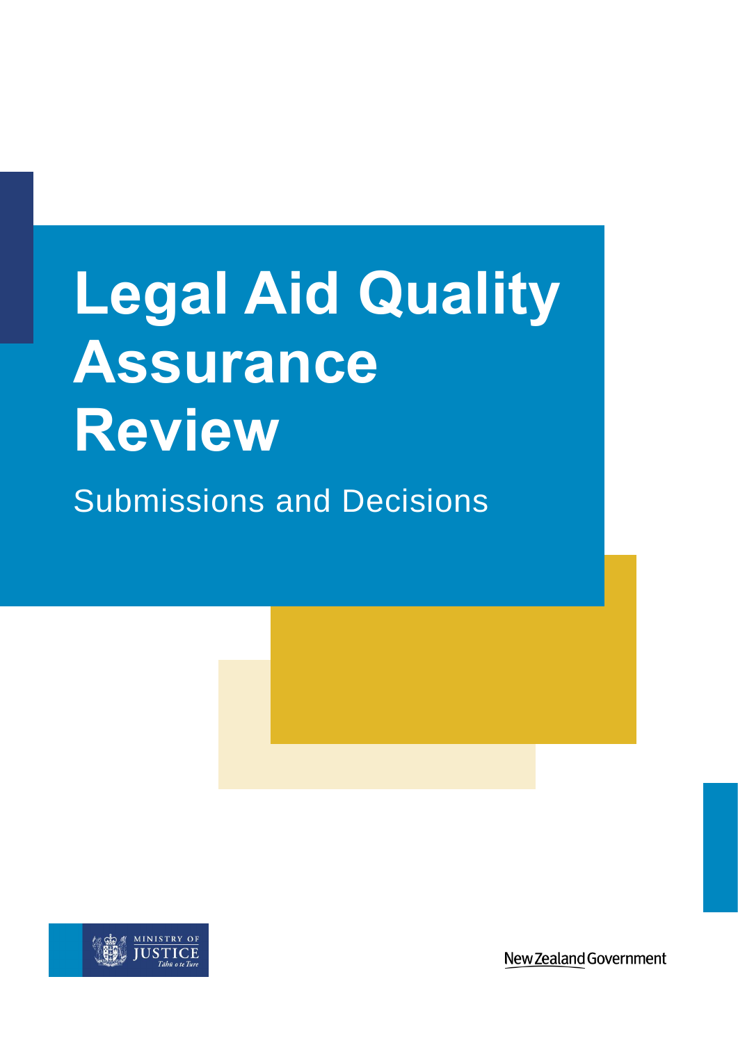# Legal Aid Quality Assurance Review

Submissions and Decisions

MINISTRY OF JUSTICE
Tāhū o te Ture

New Zealand Government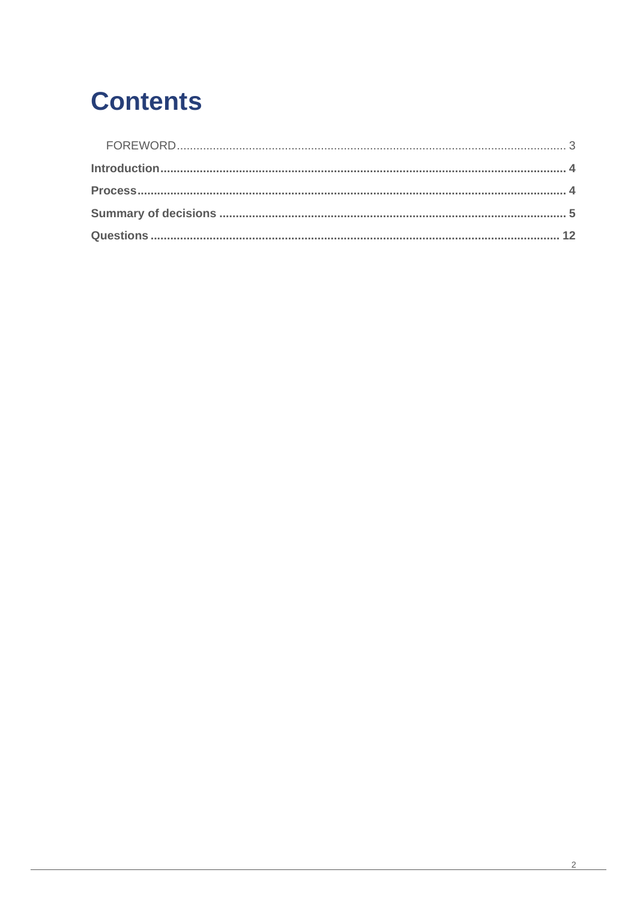# Contents

FOREWORD ........................................................................................................................ 3

**Introduction** .......................................................................................................................... **4**

**Process** .................................................................................................................................. **4**

**Summary of decisions** .......................................................................................................... **5**

**Questions** ............................................................................................................................. **12**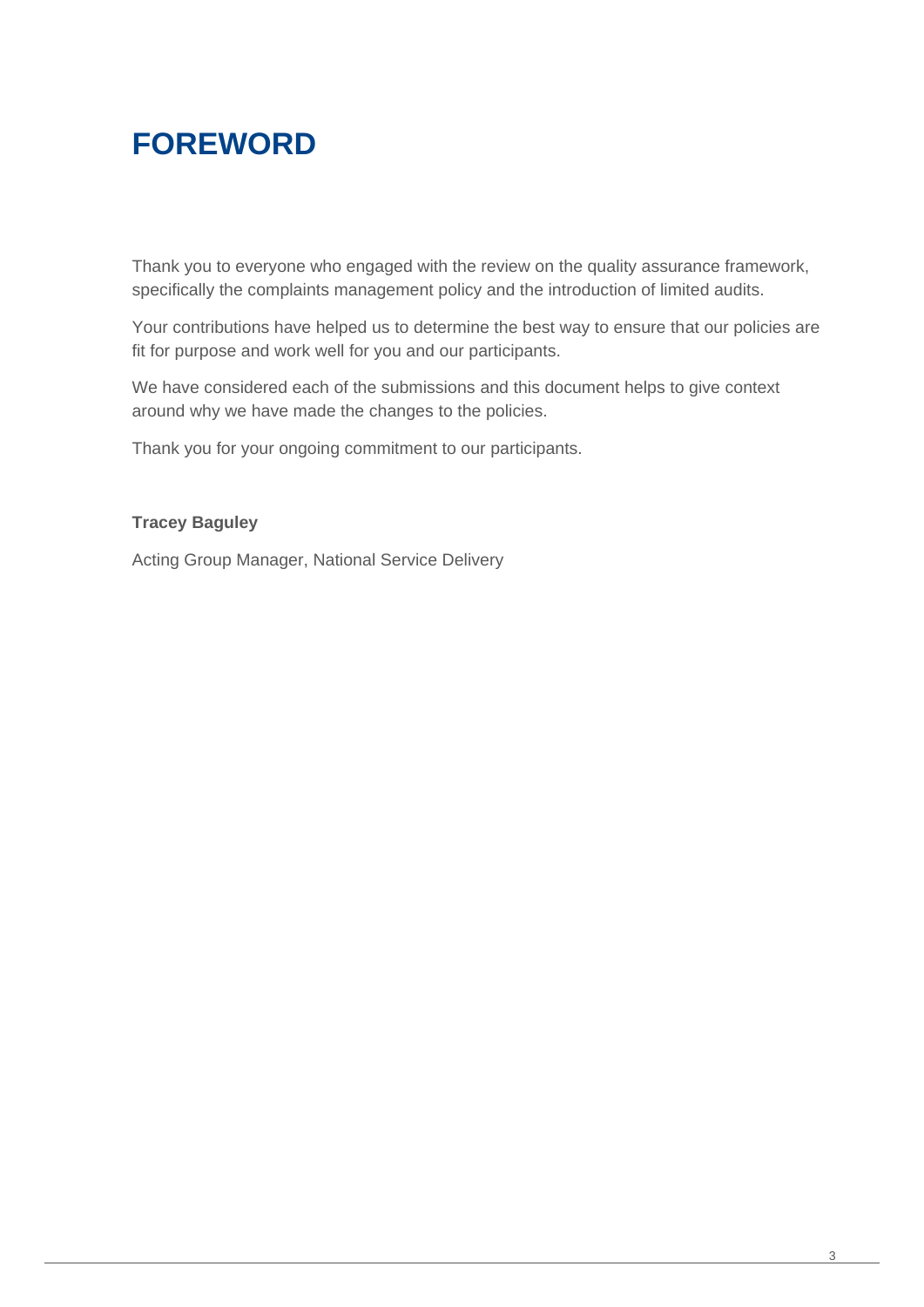# FOREWORD

Thank you to everyone who engaged with the review on the quality assurance framework, specifically the complaints management policy and the introduction of limited audits.

Your contributions have helped us to determine the best way to ensure that our policies are fit for purpose and work well for you and our participants.

We have considered each of the submissions and this document helps to give context around why we have made the changes to the policies.

Thank you for your ongoing commitment to our participants.

**Tracey Baguley**

Acting Group Manager, National Service Delivery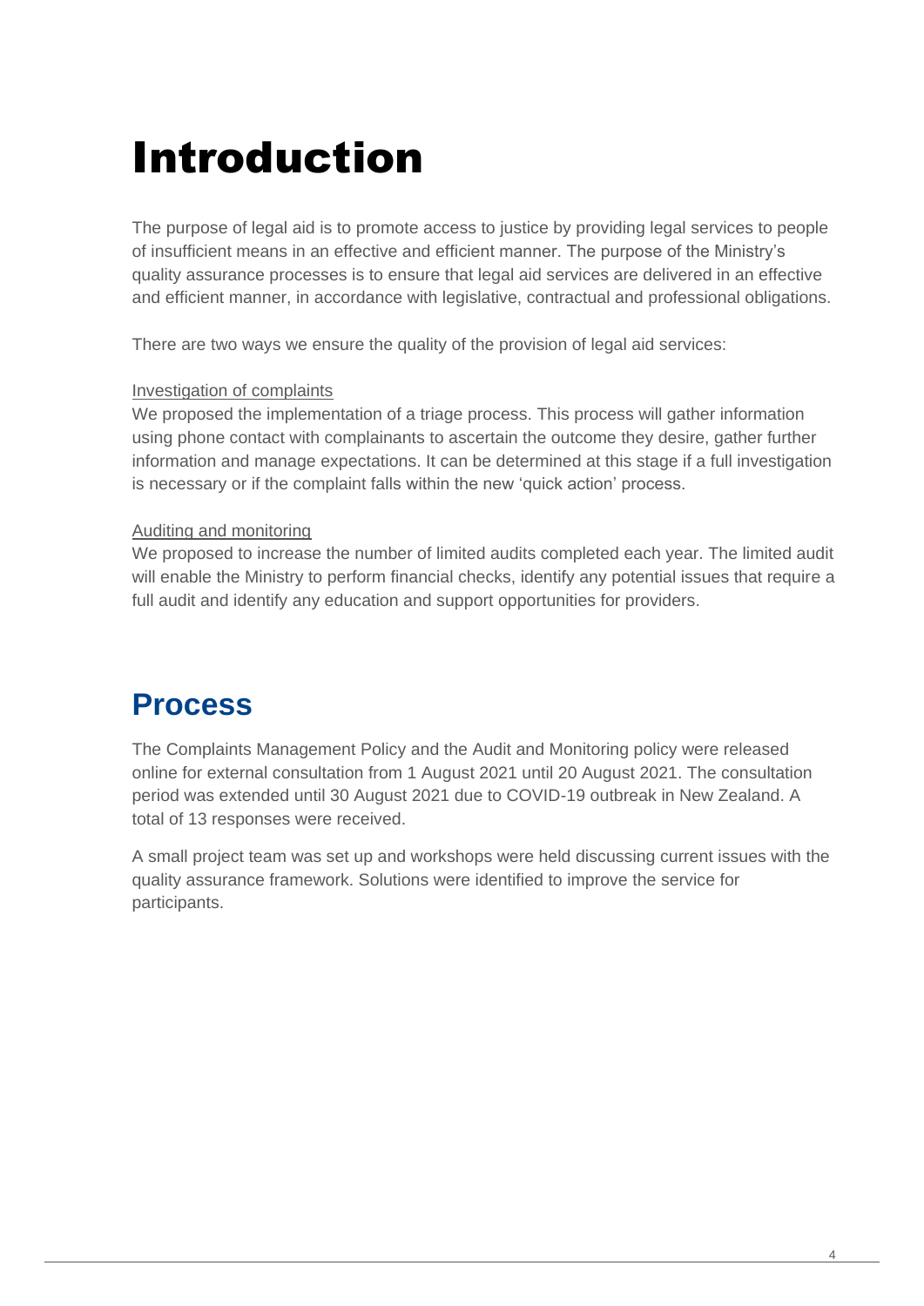# Introduction

The purpose of legal aid is to promote access to justice by providing legal services to people of insufficient means in an effective and efficient manner. The purpose of the Ministry's quality assurance processes is to ensure that legal aid services are delivered in an effective and efficient manner, in accordance with legislative, contractual and professional obligations.

There are two ways we ensure the quality of the provision of legal aid services:

Investigation of complaints
We proposed the implementation of a triage process. This process will gather information using phone contact with complainants to ascertain the outcome they desire, gather further information and manage expectations. It can be determined at this stage if a full investigation is necessary or if the complaint falls within the new 'quick action' process.

Auditing and monitoring
We proposed to increase the number of limited audits completed each year. The limited audit will enable the Ministry to perform financial checks, identify any potential issues that require a full audit and identify any education and support opportunities for providers.

## Process

The Complaints Management Policy and the Audit and Monitoring policy were released online for external consultation from 1 August 2021 until 20 August 2021. The consultation period was extended until 30 August 2021 due to COVID-19 outbreak in New Zealand. A total of 13 responses were received.

A small project team was set up and workshops were held discussing current issues with the quality assurance framework. Solutions were identified to improve the service for participants.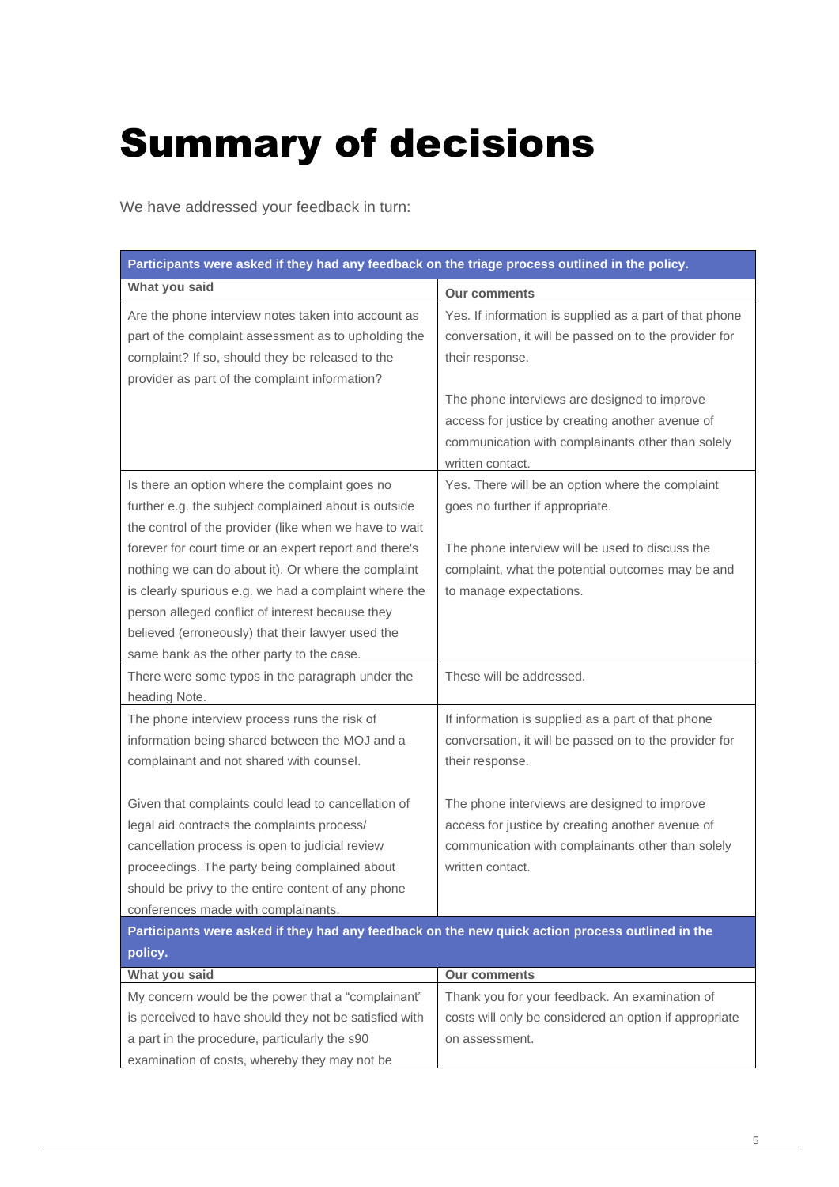# Summary of decisions

We have addressed your feedback in turn:

| Participants were asked if they had any feedback on the triage process outlined in the policy. | |
|---|---|
| **What you said** | **Our comments** |
| Are the phone interview notes taken into account as part of the complaint assessment as to upholding the complaint? If so, should they be released to the provider as part of the complaint information? | Yes. If information is supplied as a part of that phone conversation, it will be passed on to the provider for their response.<br><br>The phone interviews are designed to improve access for justice by creating another avenue of communication with complainants other than solely written contact. |
| Is there an option where the complaint goes no further e.g. the subject complained about is outside the control of the provider (like when we have to wait forever for court time or an expert report and there's nothing we can do about it). Or where the complaint is clearly spurious e.g. we had a complaint where the person alleged conflict of interest because they believed (erroneously) that their lawyer used the same bank as the other party to the case. | Yes. There will be an option where the complaint goes no further if appropriate.<br><br>The phone interview will be used to discuss the complaint, what the potential outcomes may be and to manage expectations. |
| There were some typos in the paragraph under the heading Note. | These will be addressed. |
| The phone interview process runs the risk of information being shared between the MOJ and a complainant and not shared with counsel.<br><br>Given that complaints could lead to cancellation of legal aid contracts the complaints process/ cancellation process is open to judicial review proceedings. The party being complained about should be privy to the entire content of any phone conferences made with complainants. | If information is supplied as a part of that phone conversation, it will be passed on to the provider for their response.<br><br>The phone interviews are designed to improve access for justice by creating another avenue of communication with complainants other than solely written contact. |
| **Participants were asked if they had any feedback on the new quick action process outlined in the policy.** | |
| **What you said** | **Our comments** |
| My concern would be the power that a "complainant" is perceived to have should they not be satisfied with a part in the procedure, particularly the s90 examination of costs, whereby they may not be | Thank you for your feedback. An examination of costs will only be considered an option if appropriate on assessment. |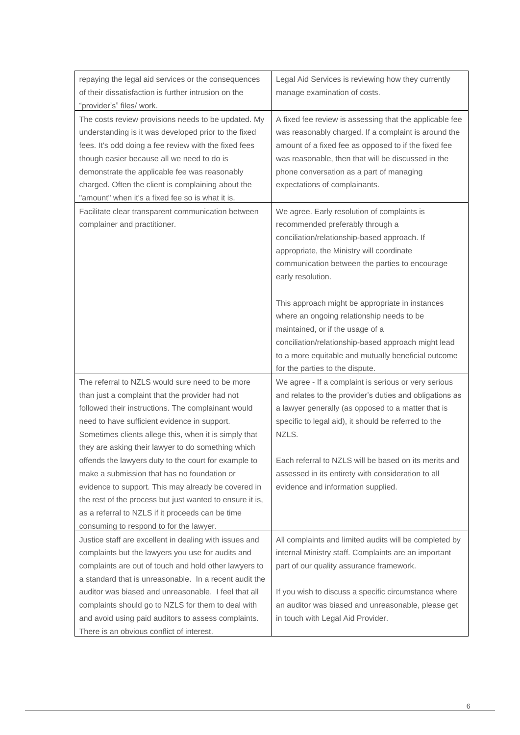| | |
|---|---|
| repaying the legal aid services or the consequences of their dissatisfaction is further intrusion on the "provider's" files/ work. | Legal Aid Services is reviewing how they currently manage examination of costs. |
| The costs review provisions needs to be updated. My understanding is it was developed prior to the fixed fees. It's odd doing a fee review with the fixed fees though easier because all we need to do is demonstrate the applicable fee was reasonably charged. Often the client is complaining about the "amount" when it's a fixed fee so is what it is. | A fixed fee review is assessing that the applicable fee was reasonably charged. If a complaint is around the amount of a fixed fee as opposed to if the fixed fee was reasonable, then that will be discussed in the phone conversation as a part of managing expectations of complainants. |
| Facilitate clear transparent communication between complainer and practitioner. | We agree. Early resolution of complaints is recommended preferably through a conciliation/relationship-based approach. If appropriate, the Ministry will coordinate communication between the parties to encourage early resolution.<br><br>This approach might be appropriate in instances where an ongoing relationship needs to be maintained, or if the usage of a conciliation/relationship-based approach might lead to a more equitable and mutually beneficial outcome for the parties to the dispute. |
| The referral to NZLS would sure need to be more than just a complaint that the provider had not followed their instructions. The complainant would need to have sufficient evidence in support. Sometimes clients allege this, when it is simply that they are asking their lawyer to do something which offends the lawyers duty to the court for example to make a submission that has no foundation or evidence to support. This may already be covered in the rest of the process but just wanted to ensure it is, as a referral to NZLS if it proceeds can be time consuming to respond to for the lawyer. | We agree - If a complaint is serious or very serious and relates to the provider's duties and obligations as a lawyer generally (as opposed to a matter that is specific to legal aid), it should be referred to the NZLS.<br><br>Each referral to NZLS will be based on its merits and assessed in its entirety with consideration to all evidence and information supplied. |
| Justice staff are excellent in dealing with issues and complaints but the lawyers you use for audits and complaints are out of touch and hold other lawyers to a standard that is unreasonable. In a recent audit the auditor was biased and unreasonable. I feel that all complaints should go to NZLS for them to deal with and avoid using paid auditors to assess complaints. There is an obvious conflict of interest. | All complaints and limited audits will be completed by internal Ministry staff. Complaints are an important part of our quality assurance framework.<br><br>If you wish to discuss a specific circumstance where an auditor was biased and unreasonable, please get in touch with Legal Aid Provider. |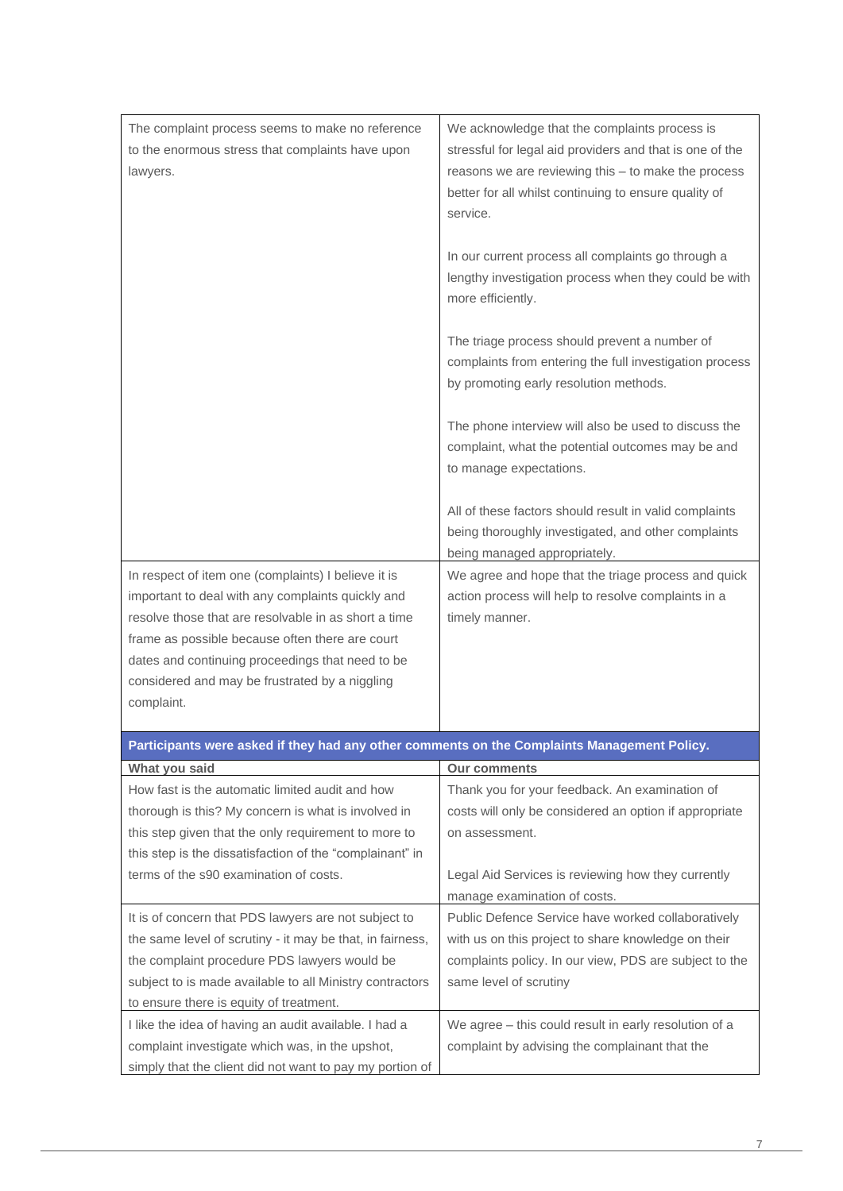| | |
|---|---|
| The complaint process seems to make no reference to the enormous stress that complaints have upon lawyers. | We acknowledge that the complaints process is stressful for legal aid providers and that is one of the reasons we are reviewing this – to make the process better for all whilst continuing to ensure quality of service.<br><br>In our current process all complaints go through a lengthy investigation process when they could be with more efficiently.<br><br>The triage process should prevent a number of complaints from entering the full investigation process by promoting early resolution methods.<br><br>The phone interview will also be used to discuss the complaint, what the potential outcomes may be and to manage expectations.<br><br>All of these factors should result in valid complaints being thoroughly investigated, and other complaints being managed appropriately. |
| In respect of item one (complaints) I believe it is important to deal with any complaints quickly and resolve those that are resolvable in as short a time frame as possible because often there are court dates and continuing proceedings that need to be considered and may be frustrated by a niggling complaint. | We agree and hope that the triage process and quick action process will help to resolve complaints in a timely manner. |

**Participants were asked if they had any other comments on the Complaints Management Policy.**

| What you said | Our comments |
|---|---|
| How fast is the automatic limited audit and how thorough is this? My concern is what is involved in this step given that the only requirement to more to this step is the dissatisfaction of the "complainant" in terms of the s90 examination of costs. | Thank you for your feedback. An examination of costs will only be considered an option if appropriate on assessment.<br><br>Legal Aid Services is reviewing how they currently manage examination of costs. |
| It is of concern that PDS lawyers are not subject to the same level of scrutiny - it may be that, in fairness, the complaint procedure PDS lawyers would be subject to is made available to all Ministry contractors to ensure there is equity of treatment. | Public Defence Service have worked collaboratively with us on this project to share knowledge on their complaints policy. In our view, PDS are subject to the same level of scrutiny |
| I like the idea of having an audit available. I had a complaint investigate which was, in the upshot, simply that the client did not want to pay my portion of | We agree – this could result in early resolution of a complaint by advising the complainant that the |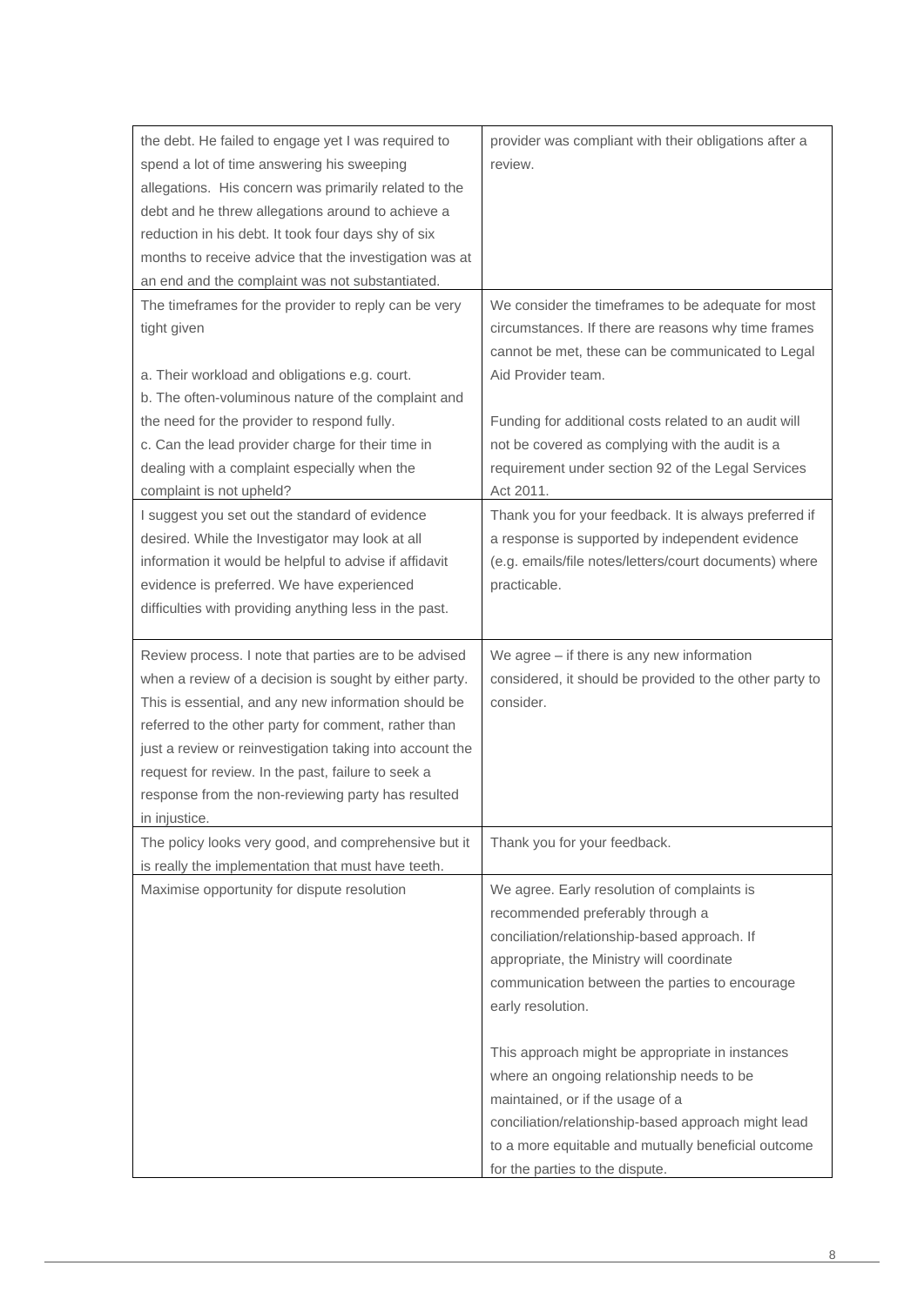| | |
|---|---|
| the debt. He failed to engage yet I was required to spend a lot of time answering his sweeping allegations. His concern was primarily related to the debt and he threw allegations around to achieve a reduction in his debt. It took four days shy of six months to receive advice that the investigation was at an end and the complaint was not substantiated. | provider was compliant with their obligations after a review. |
| The timeframes for the provider to reply can be very tight given<br><br>a. Their workload and obligations e.g. court.<br>b. The often-voluminous nature of the complaint and the need for the provider to respond fully.<br>c. Can the lead provider charge for their time in dealing with a complaint especially when the complaint is not upheld? | We consider the timeframes to be adequate for most circumstances. If there are reasons why time frames cannot be met, these can be communicated to Legal Aid Provider team.<br><br>Funding for additional costs related to an audit will not be covered as complying with the audit is a requirement under section 92 of the Legal Services Act 2011. |
| I suggest you set out the standard of evidence desired. While the Investigator may look at all information it would be helpful to advise if affidavit evidence is preferred. We have experienced difficulties with providing anything less in the past. | Thank you for your feedback. It is always preferred if a response is supported by independent evidence (e.g. emails/file notes/letters/court documents) where practicable. |
| Review process. I note that parties are to be advised when a review of a decision is sought by either party. This is essential, and any new information should be referred to the other party for comment, rather than just a review or reinvestigation taking into account the request for review. In the past, failure to seek a response from the non-reviewing party has resulted in injustice. | We agree – if there is any new information considered, it should be provided to the other party to consider. |
| The policy looks very good, and comprehensive but it is really the implementation that must have teeth. | Thank you for your feedback. |
| Maximise opportunity for dispute resolution | We agree. Early resolution of complaints is recommended preferably through a conciliation/relationship-based approach. If appropriate, the Ministry will coordinate communication between the parties to encourage early resolution.<br><br>This approach might be appropriate in instances where an ongoing relationship needs to be maintained, or if the usage of a conciliation/relationship-based approach might lead to a more equitable and mutually beneficial outcome for the parties to the dispute. |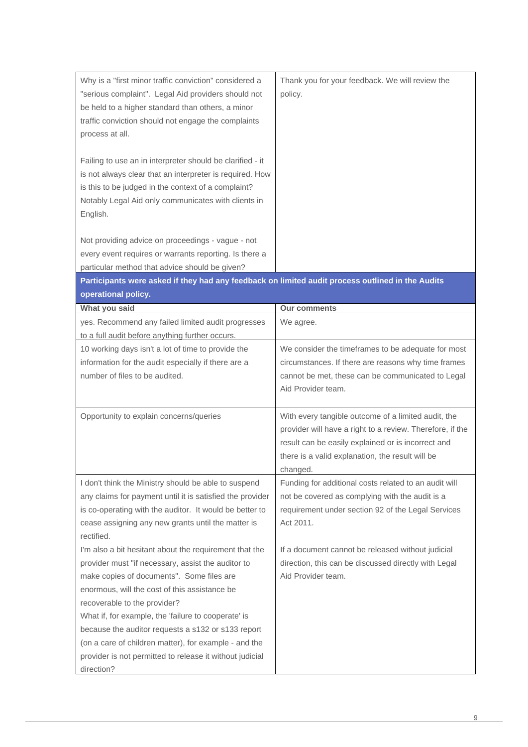| | |
|---|---|
| Why is a "first minor traffic conviction" considered a "serious complaint". Legal Aid providers should not be held to a higher standard than others, a minor traffic conviction should not engage the complaints process at all.<br><br>Failing to use an in interpreter should be clarified - it is not always clear that an interpreter is required. How is this to be judged in the context of a complaint? Notably Legal Aid only communicates with clients in English.<br><br>Not providing advice on proceedings - vague - not every event requires or warrants reporting. Is there a particular method that advice should be given? | Thank you for your feedback. We will review the policy. |

**Participants were asked if they had any feedback on limited audit process outlined in the Audits operational policy.**

| What you said | Our comments |
|---|---|
| yes. Recommend any failed limited audit progresses to a full audit before anything further occurs. | We agree. |
| 10 working days isn't a lot of time to provide the information for the audit especially if there are a number of files to be audited. | We consider the timeframes to be adequate for most circumstances. If there are reasons why time frames cannot be met, these can be communicated to Legal Aid Provider team. |
| Opportunity to explain concerns/queries | With every tangible outcome of a limited audit, the provider will have a right to a review. Therefore, if the result can be easily explained or is incorrect and there is a valid explanation, the result will be changed. |
| I don't think the Ministry should be able to suspend any claims for payment until it is satisfied the provider is co-operating with the auditor. It would be better to cease assigning any new grants until the matter is rectified.<br>I'm also a bit hesitant about the requirement that the provider must "if necessary, assist the auditor to make copies of documents". Some files are enormous, will the cost of this assistance be recoverable to the provider?<br>What if, for example, the 'failure to cooperate' is because the auditor requests a s132 or s133 report (on a care of children matter), for example - and the provider is not permitted to release it without judicial direction? | Funding for additional costs related to an audit will not be covered as complying with the audit is a requirement under section 92 of the Legal Services Act 2011.<br><br>If a document cannot be released without judicial direction, this can be discussed directly with Legal Aid Provider team. |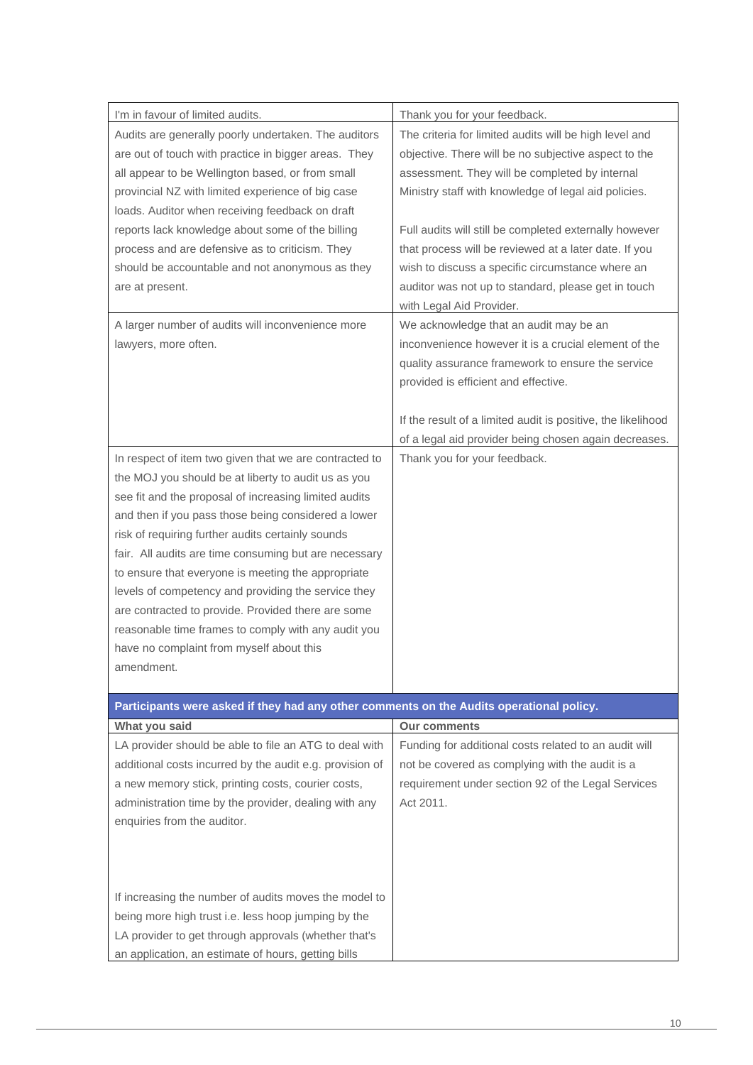| | |
|---|---|
| I'm in favour of limited audits. | Thank you for your feedback. |
| Audits are generally poorly undertaken. The auditors are out of touch with practice in bigger areas. They all appear to be Wellington based, or from small provincial NZ with limited experience of big case loads. Auditor when receiving feedback on draft reports lack knowledge about some of the billing process and are defensive as to criticism. They should be accountable and not anonymous as they are at present. | The criteria for limited audits will be high level and objective. There will be no subjective aspect to the assessment. They will be completed by internal Ministry staff with knowledge of legal aid policies.<br><br>Full audits will still be completed externally however that process will be reviewed at a later date. If you wish to discuss a specific circumstance where an auditor was not up to standard, please get in touch with Legal Aid Provider. |
| A larger number of audits will inconvenience more lawyers, more often. | We acknowledge that an audit may be an inconvenience however it is a crucial element of the quality assurance framework to ensure the service provided is efficient and effective.<br><br>If the result of a limited audit is positive, the likelihood of a legal aid provider being chosen again decreases. |
| In respect of item two given that we are contracted to the MOJ you should be at liberty to audit us as you see fit and the proposal of increasing limited audits and then if you pass those being considered a lower risk of requiring further audits certainly sounds fair. All audits are time consuming but are necessary to ensure that everyone is meeting the appropriate levels of competency and providing the service they are contracted to provide. Provided there are some reasonable time frames to comply with any audit you have no complaint from myself about this amendment. | Thank you for your feedback. |

**Participants were asked if they had any other comments on the Audits operational policy.**

| What you said | Our comments |
|---|---|
| LA provider should be able to file an ATG to deal with additional costs incurred by the audit e.g. provision of a new memory stick, printing costs, courier costs, administration time by the provider, dealing with any enquiries from the auditor.<br><br>If increasing the number of audits moves the model to being more high trust i.e. less hoop jumping by the LA provider to get through approvals (whether that's an application, an estimate of hours, getting bills | Funding for additional costs related to an audit will not be covered as complying with the audit is a requirement under section 92 of the Legal Services Act 2011. |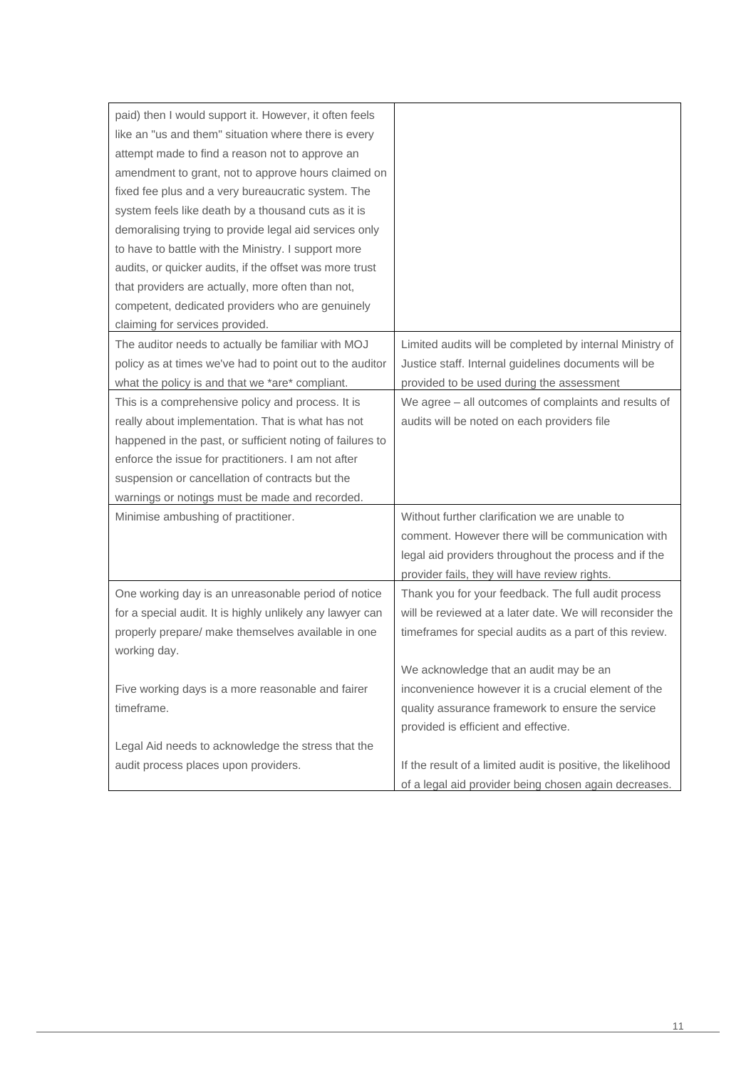| | |
|---|---|
| paid) then I would support it. However, it often feels like an "us and them" situation where there is every attempt made to find a reason not to approve an amendment to grant, not to approve hours claimed on fixed fee plus and a very bureaucratic system. The system feels like death by a thousand cuts as it is demoralising trying to provide legal aid services only to have to battle with the Ministry. I support more audits, or quicker audits, if the offset was more trust that providers are actually, more often than not, competent, dedicated providers who are genuinely claiming for services provided. | |
| The auditor needs to actually be familiar with MOJ policy as at times we've had to point out to the auditor what the policy is and that we *are* compliant. | Limited audits will be completed by internal Ministry of Justice staff. Internal guidelines documents will be provided to be used during the assessment |
| This is a comprehensive policy and process. It is really about implementation. That is what has not happened in the past, or sufficient noting of failures to enforce the issue for practitioners. I am not after suspension or cancellation of contracts but the warnings or notings must be made and recorded. | We agree – all outcomes of complaints and results of audits will be noted on each providers file |
| Minimise ambushing of practitioner. | Without further clarification we are unable to comment. However there will be communication with legal aid providers throughout the process and if the provider fails, they will have review rights. |
| One working day is an unreasonable period of notice for a special audit. It is highly unlikely any lawyer can properly prepare/ make themselves available in one working day.<br><br>Five working days is a more reasonable and fairer timeframe.<br><br>Legal Aid needs to acknowledge the stress that the audit process places upon providers. | Thank you for your feedback. The full audit process will be reviewed at a later date. We will reconsider the timeframes for special audits as a part of this review.<br><br>We acknowledge that an audit may be an inconvenience however it is a crucial element of the quality assurance framework to ensure the service provided is efficient and effective.<br><br>If the result of a limited audit is positive, the likelihood of a legal aid provider being chosen again decreases. |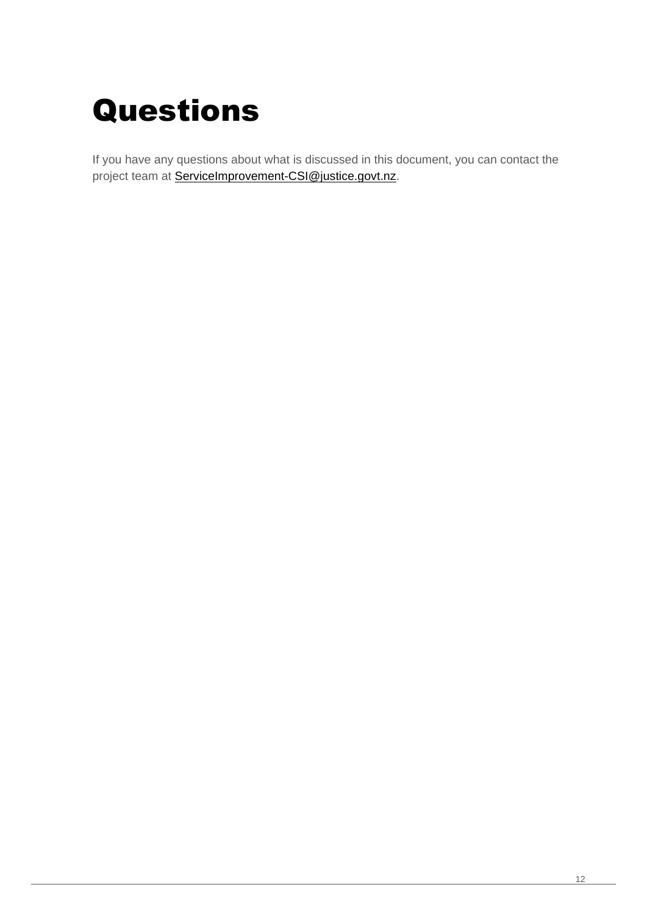# Questions

If you have any questions about what is discussed in this document, you can contact the project team at ServiceImprovement-CSI@justice.govt.nz.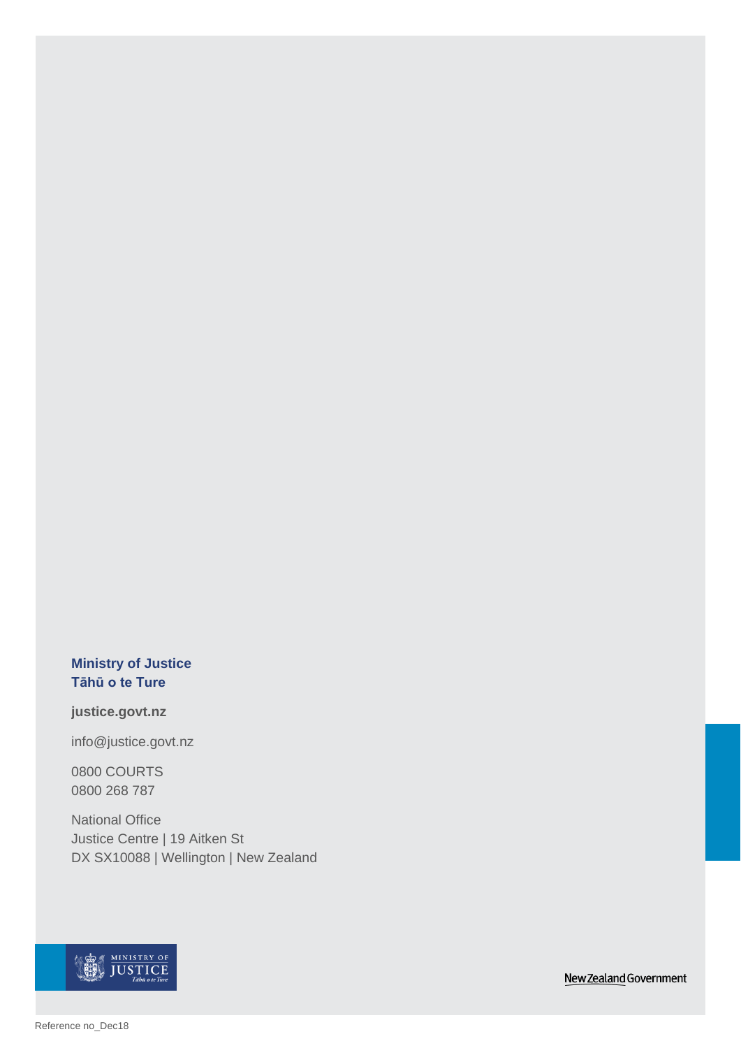**Ministry of Justice**
**Tāhū o te Ture**

**justice.govt.nz**

info@justice.govt.nz

0800 COURTS
0800 268 787

National Office
Justice Centre | 19 Aitken St
DX SX10088 | Wellington | New Zealand

MINISTRY OF JUSTICE
*Tāhū o te Ture*

New Zealand Government

Reference no_Dec18